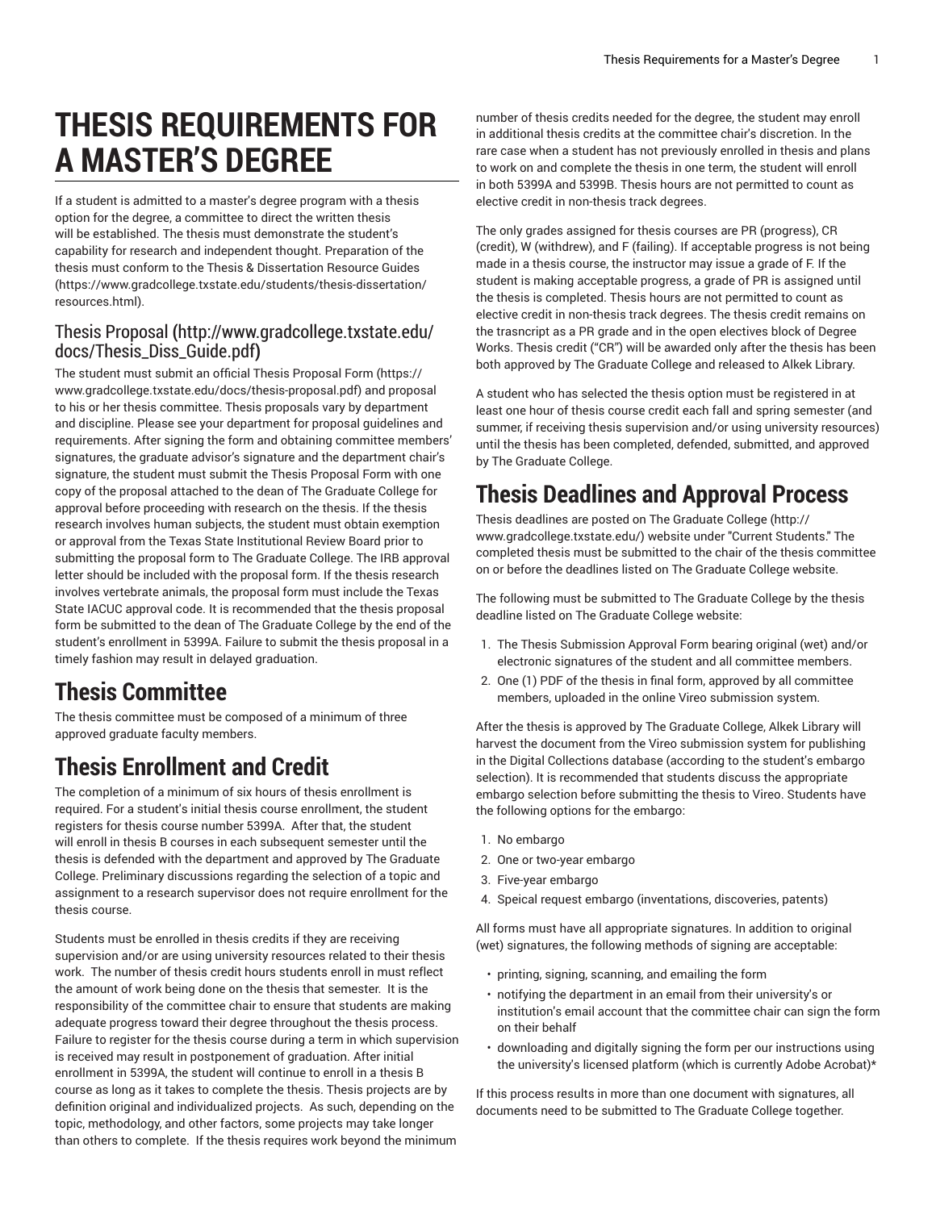# THESIS REQUIREMENTS FOR A MASTER'S DEGREE

If a student is admitted to a master's degree program with a thesis option for the degree, a committee to direct the written thesis will be established. The thesis must demonstrate the student's capability for research and independent thought. Preparation of the thesis must conform to the Thesis & Dissertation Resource Guides (https://www.gradcollege.txstate.edu/students/thesis-dissertation/resources.html).

### Thesis Proposal (http://www.gradcollege.txstate.edu/docs/Thesis_Diss_Guide.pdf)

The student must submit an official Thesis Proposal Form (https://www.gradcollege.txstate.edu/docs/thesis-proposal.pdf) and proposal to his or her thesis committee. Thesis proposals vary by department and discipline. Please see your department for proposal guidelines and requirements. After signing the form and obtaining committee members' signatures, the graduate advisor's signature and the department chair's signature, the student must submit the Thesis Proposal Form with one copy of the proposal attached to the dean of The Graduate College for approval before proceeding with research on the thesis. If the thesis research involves human subjects, the student must obtain exemption or approval from the Texas State Institutional Review Board prior to submitting the proposal form to The Graduate College. The IRB approval letter should be included with the proposal form. If the thesis research involves vertebrate animals, the proposal form must include the Texas State IACUC approval code. It is recommended that the thesis proposal form be submitted to the dean of The Graduate College by the end of the student's enrollment in 5399A. Failure to submit the thesis proposal in a timely fashion may result in delayed graduation.

## Thesis Committee

The thesis committee must be composed of a minimum of three approved graduate faculty members.

## Thesis Enrollment and Credit

The completion of a minimum of six hours of thesis enrollment is required. For a student's initial thesis course enrollment, the student registers for thesis course number 5399A. After that, the student will enroll in thesis B courses in each subsequent semester until the thesis is defended with the department and approved by The Graduate College. Preliminary discussions regarding the selection of a topic and assignment to a research supervisor does not require enrollment for the thesis course.

Students must be enrolled in thesis credits if they are receiving supervision and/or are using university resources related to their thesis work. The number of thesis credit hours students enroll in must reflect the amount of work being done on the thesis that semester. It is the responsibility of the committee chair to ensure that students are making adequate progress toward their degree throughout the thesis process. Failure to register for the thesis course during a term in which supervision is received may result in postponement of graduation. After initial enrollment in 5399A, the student will continue to enroll in a thesis B course as long as it takes to complete the thesis. Thesis projects are by definition original and individualized projects. As such, depending on the topic, methodology, and other factors, some projects may take longer than others to complete. If the thesis requires work beyond the minimum number of thesis credits needed for the degree, the student may enroll in additional thesis credits at the committee chair's discretion. In the rare case when a student has not previously enrolled in thesis and plans to work on and complete the thesis in one term, the student will enroll in both 5399A and 5399B. Thesis hours are not permitted to count as elective credit in non-thesis track degrees.

The only grades assigned for thesis courses are PR (progress), CR (credit), W (withdrew), and F (failing). If acceptable progress is not being made in a thesis course, the instructor may issue a grade of F. If the student is making acceptable progress, a grade of PR is assigned until the thesis is completed. Thesis hours are not permitted to count as elective credit in non-thesis track degrees. The thesis credit remains on the trasncript as a PR grade and in the open electives block of Degree Works. Thesis credit ("CR") will be awarded only after the thesis has been both approved by The Graduate College and released to Alkek Library.

A student who has selected the thesis option must be registered in at least one hour of thesis course credit each fall and spring semester (and summer, if receiving thesis supervision and/or using university resources) until the thesis has been completed, defended, submitted, and approved by The Graduate College.

## Thesis Deadlines and Approval Process

Thesis deadlines are posted on The Graduate College (http://www.gradcollege.txstate.edu/) website under "Current Students." The completed thesis must be submitted to the chair of the thesis committee on or before the deadlines listed on The Graduate College website.

The following must be submitted to The Graduate College by the thesis deadline listed on The Graduate College website:

1. The Thesis Submission Approval Form bearing original (wet) and/or electronic signatures of the student and all committee members.
2. One (1) PDF of the thesis in final form, approved by all committee members, uploaded in the online Vireo submission system.

After the thesis is approved by The Graduate College, Alkek Library will harvest the document from the Vireo submission system for publishing in the Digital Collections database (according to the student's embargo selection). It is recommended that students discuss the appropriate embargo selection before submitting the thesis to Vireo. Students have the following options for the embargo:

1. No embargo
2. One or two-year embargo
3. Five-year embargo
4. Speical request embargo (inventations, discoveries, patents)

All forms must have all appropriate signatures. In addition to original (wet) signatures, the following methods of signing are acceptable:

- printing, signing, scanning, and emailing the form
- notifying the department in an email from their university's or institution's email account that the committee chair can sign the form on their behalf
- downloading and digitally signing the form per our instructions using the university's licensed platform (which is currently Adobe Acrobat)*

If this process results in more than one document with signatures, all documents need to be submitted to The Graduate College together.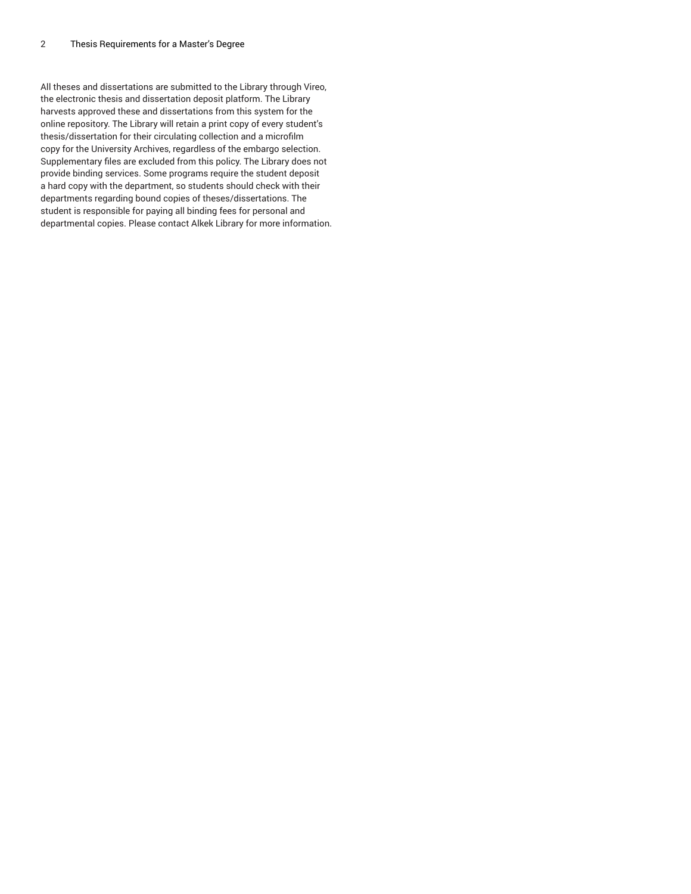All theses and dissertations are submitted to the Library through Vireo, the electronic thesis and dissertation deposit platform. The Library harvests approved these and dissertations from this system for the online repository. The Library will retain a print copy of every student's thesis/dissertation for their circulating collection and a microfilm copy for the University Archives, regardless of the embargo selection. Supplementary files are excluded from this policy. The Library does not provide binding services. Some programs require the student deposit a hard copy with the department, so students should check with their departments regarding bound copies of theses/dissertations. The student is responsible for paying all binding fees for personal and departmental copies. Please contact Alkek Library for more information.